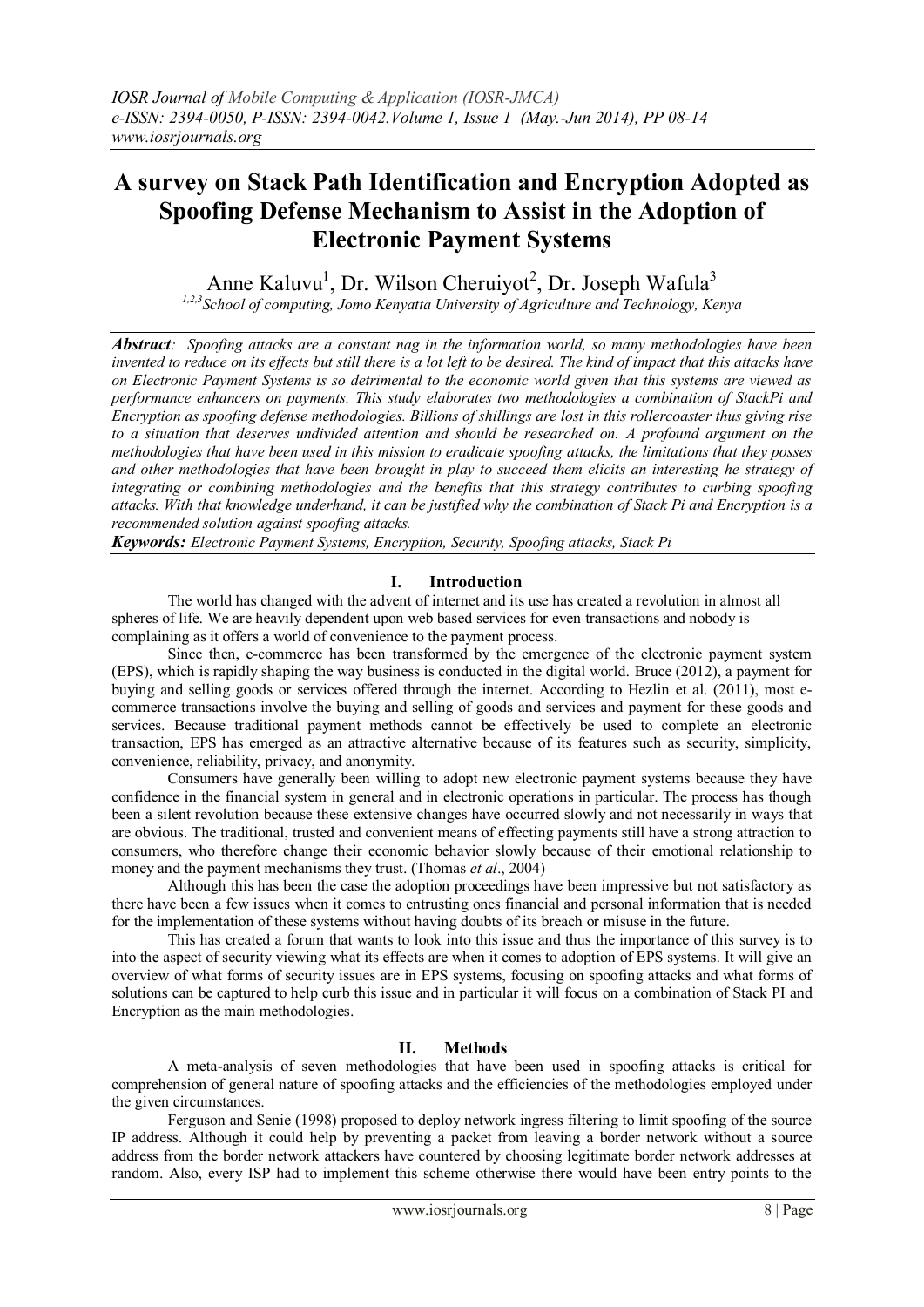# A survey on Stack Path Identification and Encryption Adopted as Spoofing Defense Mechanism to Assist in the Adoption of Electronic Payment Systems

Anne Kaluvu[1], Dr. Wilson Cheruiyot[2], Dr. Joseph Wafula[3]

[1,2,3]School of computing, Jomo Kenyatta University of Agriculture and Technology, Kenya

***Abstract**: Spoofing attacks are a constant nag in the information world, so many methodologies have been invented to reduce on its effects but still there is a lot left to be desired. The kind of impact that this attacks have on Electronic Payment Systems is so detrimental to the economic world given that this systems are viewed as performance enhancers on payments. This study elaborates two methodologies a combination of StackPi and Encryption as spoofing defense methodologies. Billions of shillings are lost in this rollercoaster thus giving rise to a situation that deserves undivided attention and should be researched on. A profound argument on the methodologies that have been used in this mission to eradicate spoofing attacks, the limitations that they posses and other methodologies that have been brought in play to succeed them elicits an interesting he strategy of integrating or combining methodologies and the benefits that this strategy contributes to curbing spoofing attacks. With that knowledge underhand, it can be justified why the combination of Stack Pi and Encryption is a recommended solution against spoofing attacks.*

***Keywords:** Electronic Payment Systems, Encryption, Security, Spoofing attacks, Stack Pi*

## I. Introduction

The world has changed with the advent of internet and its use has created a revolution in almost all spheres of life. We are heavily dependent upon web based services for even transactions and nobody is complaining as it offers a world of convenience to the payment process.

Since then, e-commerce has been transformed by the emergence of the electronic payment system (EPS), which is rapidly shaping the way business is conducted in the digital world. Bruce (2012), a payment for buying and selling goods or services offered through the internet. According to Hezlin et al. (2011), most e-commerce transactions involve the buying and selling of goods and services and payment for these goods and services. Because traditional payment methods cannot be effectively be used to complete an electronic transaction, EPS has emerged as an attractive alternative because of its features such as security, simplicity, convenience, reliability, privacy, and anonymity.

Consumers have generally been willing to adopt new electronic payment systems because they have confidence in the financial system in general and in electronic operations in particular. The process has though been a silent revolution because these extensive changes have occurred slowly and not necessarily in ways that are obvious. The traditional, trusted and convenient means of effecting payments still have a strong attraction to consumers, who therefore change their economic behavior slowly because of their emotional relationship to money and the payment mechanisms they trust. (Thomas *et al*., 2004)

Although this has been the case the adoption proceedings have been impressive but not satisfactory as there have been a few issues when it comes to entrusting ones financial and personal information that is needed for the implementation of these systems without having doubts of its breach or misuse in the future.

This has created a forum that wants to look into this issue and thus the importance of this survey is to into the aspect of security viewing what its effects are when it comes to adoption of EPS systems. It will give an overview of what forms of security issues are in EPS systems, focusing on spoofing attacks and what forms of solutions can be captured to help curb this issue and in particular it will focus on a combination of Stack PI and Encryption as the main methodologies.

## II. Methods

A meta-analysis of seven methodologies that have been used in spoofing attacks is critical for comprehension of general nature of spoofing attacks and the efficiencies of the methodologies employed under the given circumstances.

Ferguson and Senie (1998) proposed to deploy network ingress filtering to limit spoofing of the source IP address. Although it could help by preventing a packet from leaving a border network without a source address from the border network attackers have countered by choosing legitimate border network addresses at random. Also, every ISP had to implement this scheme otherwise there would have been entry points to the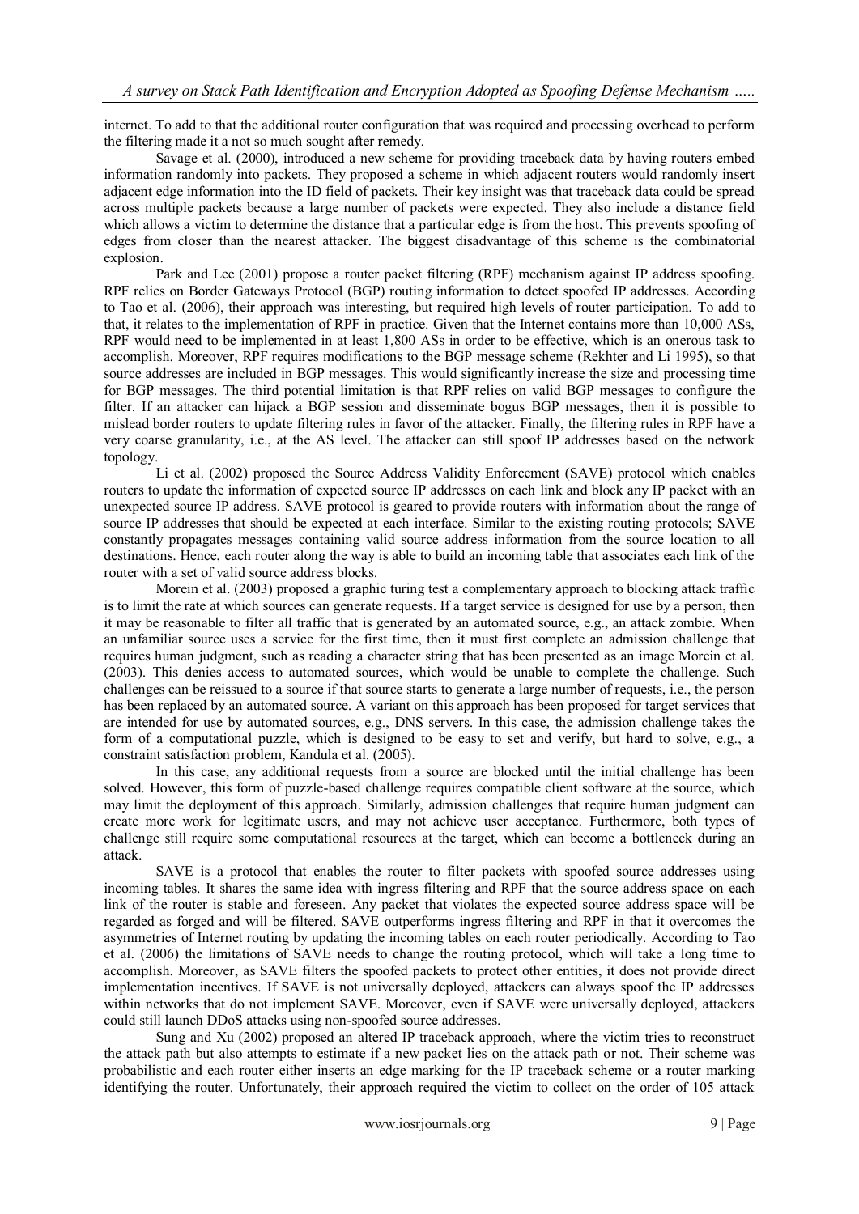internet. To add to that the additional router configuration that was required and processing overhead to perform the filtering made it a not so much sought after remedy.

Savage et al. (2000), introduced a new scheme for providing traceback data by having routers embed information randomly into packets. They proposed a scheme in which adjacent routers would randomly insert adjacent edge information into the ID field of packets. Their key insight was that traceback data could be spread across multiple packets because a large number of packets were expected. They also include a distance field which allows a victim to determine the distance that a particular edge is from the host. This prevents spoofing of edges from closer than the nearest attacker. The biggest disadvantage of this scheme is the combinatorial explosion.

Park and Lee (2001) propose a router packet filtering (RPF) mechanism against IP address spoofing. RPF relies on Border Gateways Protocol (BGP) routing information to detect spoofed IP addresses. According to Tao et al. (2006), their approach was interesting, but required high levels of router participation. To add to that, it relates to the implementation of RPF in practice. Given that the Internet contains more than 10,000 ASs, RPF would need to be implemented in at least 1,800 ASs in order to be effective, which is an onerous task to accomplish. Moreover, RPF requires modifications to the BGP message scheme (Rekhter and Li 1995), so that source addresses are included in BGP messages. This would significantly increase the size and processing time for BGP messages. The third potential limitation is that RPF relies on valid BGP messages to configure the filter. If an attacker can hijack a BGP session and disseminate bogus BGP messages, then it is possible to mislead border routers to update filtering rules in favor of the attacker. Finally, the filtering rules in RPF have a very coarse granularity, i.e., at the AS level. The attacker can still spoof IP addresses based on the network topology.

Li et al. (2002) proposed the Source Address Validity Enforcement (SAVE) protocol which enables routers to update the information of expected source IP addresses on each link and block any IP packet with an unexpected source IP address. SAVE protocol is geared to provide routers with information about the range of source IP addresses that should be expected at each interface. Similar to the existing routing protocols; SAVE constantly propagates messages containing valid source address information from the source location to all destinations. Hence, each router along the way is able to build an incoming table that associates each link of the router with a set of valid source address blocks.

Morein et al. (2003) proposed a graphic turing test a complementary approach to blocking attack traffic is to limit the rate at which sources can generate requests. If a target service is designed for use by a person, then it may be reasonable to filter all traffic that is generated by an automated source, e.g., an attack zombie. When an unfamiliar source uses a service for the first time, then it must first complete an admission challenge that requires human judgment, such as reading a character string that has been presented as an image Morein et al. (2003). This denies access to automated sources, which would be unable to complete the challenge. Such challenges can be reissued to a source if that source starts to generate a large number of requests, i.e., the person has been replaced by an automated source. A variant on this approach has been proposed for target services that are intended for use by automated sources, e.g., DNS servers. In this case, the admission challenge takes the form of a computational puzzle, which is designed to be easy to set and verify, but hard to solve, e.g., a constraint satisfaction problem, Kandula et al. (2005).

In this case, any additional requests from a source are blocked until the initial challenge has been solved. However, this form of puzzle-based challenge requires compatible client software at the source, which may limit the deployment of this approach. Similarly, admission challenges that require human judgment can create more work for legitimate users, and may not achieve user acceptance. Furthermore, both types of challenge still require some computational resources at the target, which can become a bottleneck during an attack.

SAVE is a protocol that enables the router to filter packets with spoofed source addresses using incoming tables. It shares the same idea with ingress filtering and RPF that the source address space on each link of the router is stable and foreseen. Any packet that violates the expected source address space will be regarded as forged and will be filtered. SAVE outperforms ingress filtering and RPF in that it overcomes the asymmetries of Internet routing by updating the incoming tables on each router periodically. According to Tao et al. (2006) the limitations of SAVE needs to change the routing protocol, which will take a long time to accomplish. Moreover, as SAVE filters the spoofed packets to protect other entities, it does not provide direct implementation incentives. If SAVE is not universally deployed, attackers can always spoof the IP addresses within networks that do not implement SAVE. Moreover, even if SAVE were universally deployed, attackers could still launch DDoS attacks using non-spoofed source addresses.

Sung and Xu (2002) proposed an altered IP traceback approach, where the victim tries to reconstruct the attack path but also attempts to estimate if a new packet lies on the attack path or not. Their scheme was probabilistic and each router either inserts an edge marking for the IP traceback scheme or a router marking identifying the router. Unfortunately, their approach required the victim to collect on the order of 105 attack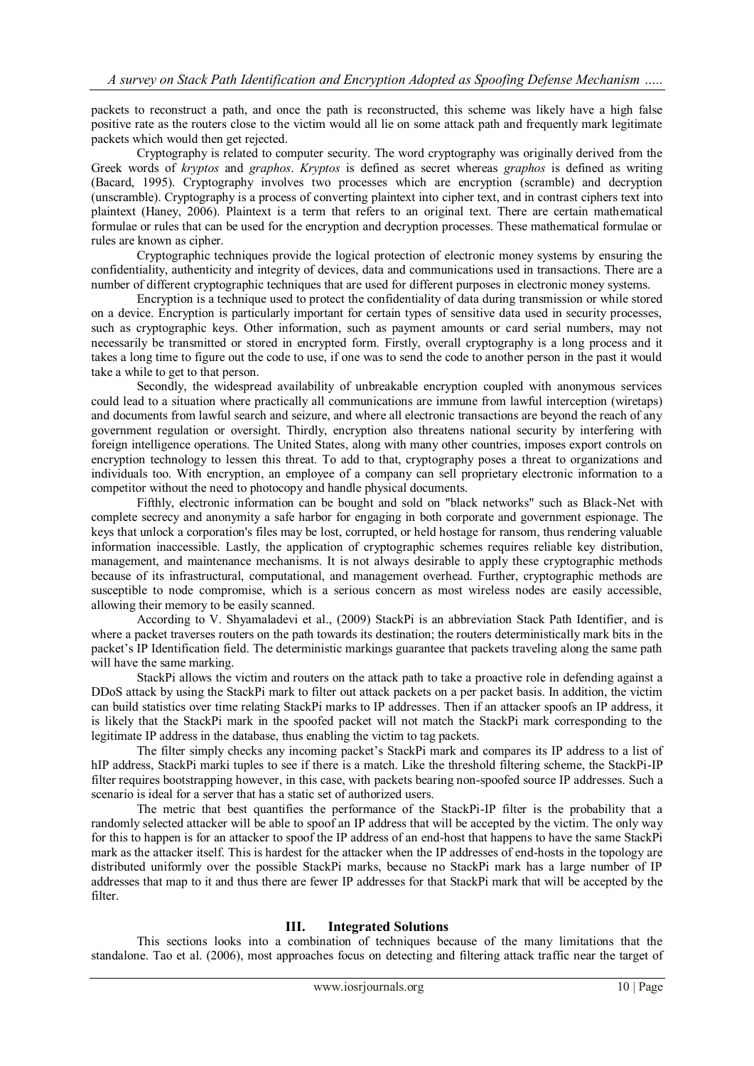packets to reconstruct a path, and once the path is reconstructed, this scheme was likely have a high false positive rate as the routers close to the victim would all lie on some attack path and frequently mark legitimate packets which would then get rejected.

Cryptography is related to computer security. The word cryptography was originally derived from the Greek words of *kryptos* and *graphos*. *Kryptos* is defined as secret whereas *graphos* is defined as writing (Bacard, 1995). Cryptography involves two processes which are encryption (scramble) and decryption (unscramble). Cryptography is a process of converting plaintext into cipher text, and in contrast ciphers text into plaintext (Haney, 2006). Plaintext is a term that refers to an original text. There are certain mathematical formulae or rules that can be used for the encryption and decryption processes. These mathematical formulae or rules are known as cipher.

Cryptographic techniques provide the logical protection of electronic money systems by ensuring the confidentiality, authenticity and integrity of devices, data and communications used in transactions. There are a number of different cryptographic techniques that are used for different purposes in electronic money systems.

Encryption is a technique used to protect the confidentiality of data during transmission or while stored on a device. Encryption is particularly important for certain types of sensitive data used in security processes, such as cryptographic keys. Other information, such as payment amounts or card serial numbers, may not necessarily be transmitted or stored in encrypted form. Firstly, overall cryptography is a long process and it takes a long time to figure out the code to use, if one was to send the code to another person in the past it would take a while to get to that person.

Secondly, the widespread availability of unbreakable encryption coupled with anonymous services could lead to a situation where practically all communications are immune from lawful interception (wiretaps) and documents from lawful search and seizure, and where all electronic transactions are beyond the reach of any government regulation or oversight. Thirdly, encryption also threatens national security by interfering with foreign intelligence operations. The United States, along with many other countries, imposes export controls on encryption technology to lessen this threat. To add to that, cryptography poses a threat to organizations and individuals too. With encryption, an employee of a company can sell proprietary electronic information to a competitor without the need to photocopy and handle physical documents.

Fifthly, electronic information can be bought and sold on "black networks" such as Black-Net with complete secrecy and anonymity a safe harbor for engaging in both corporate and government espionage. The keys that unlock a corporation's files may be lost, corrupted, or held hostage for ransom, thus rendering valuable information inaccessible. Lastly, the application of cryptographic schemes requires reliable key distribution, management, and maintenance mechanisms. It is not always desirable to apply these cryptographic methods because of its infrastructural, computational, and management overhead. Further, cryptographic methods are susceptible to node compromise, which is a serious concern as most wireless nodes are easily accessible, allowing their memory to be easily scanned.

According to V. Shyamaladevi et al., (2009) StackPi is an abbreviation Stack Path Identifier, and is where a packet traverses routers on the path towards its destination; the routers deterministically mark bits in the packet's IP Identification field. The deterministic markings guarantee that packets traveling along the same path will have the same marking.

StackPi allows the victim and routers on the attack path to take a proactive role in defending against a DDoS attack by using the StackPi mark to filter out attack packets on a per packet basis. In addition, the victim can build statistics over time relating StackPi marks to IP addresses. Then if an attacker spoofs an IP address, it is likely that the StackPi mark in the spoofed packet will not match the StackPi mark corresponding to the legitimate IP address in the database, thus enabling the victim to tag packets.

The filter simply checks any incoming packet's StackPi mark and compares its IP address to a list of hIP address, StackPi marki tuples to see if there is a match. Like the threshold filtering scheme, the StackPi-IP filter requires bootstrapping however, in this case, with packets bearing non-spoofed source IP addresses. Such a scenario is ideal for a server that has a static set of authorized users.

The metric that best quantifies the performance of the StackPi-IP filter is the probability that a randomly selected attacker will be able to spoof an IP address that will be accepted by the victim. The only way for this to happen is for an attacker to spoof the IP address of an end-host that happens to have the same StackPi mark as the attacker itself. This is hardest for the attacker when the IP addresses of end-hosts in the topology are distributed uniformly over the possible StackPi marks, because no StackPi mark has a large number of IP addresses that map to it and thus there are fewer IP addresses for that StackPi mark that will be accepted by the filter.

## III. Integrated Solutions

This sections looks into a combination of techniques because of the many limitations that the standalone. Tao et al. (2006), most approaches focus on detecting and filtering attack traffic near the target of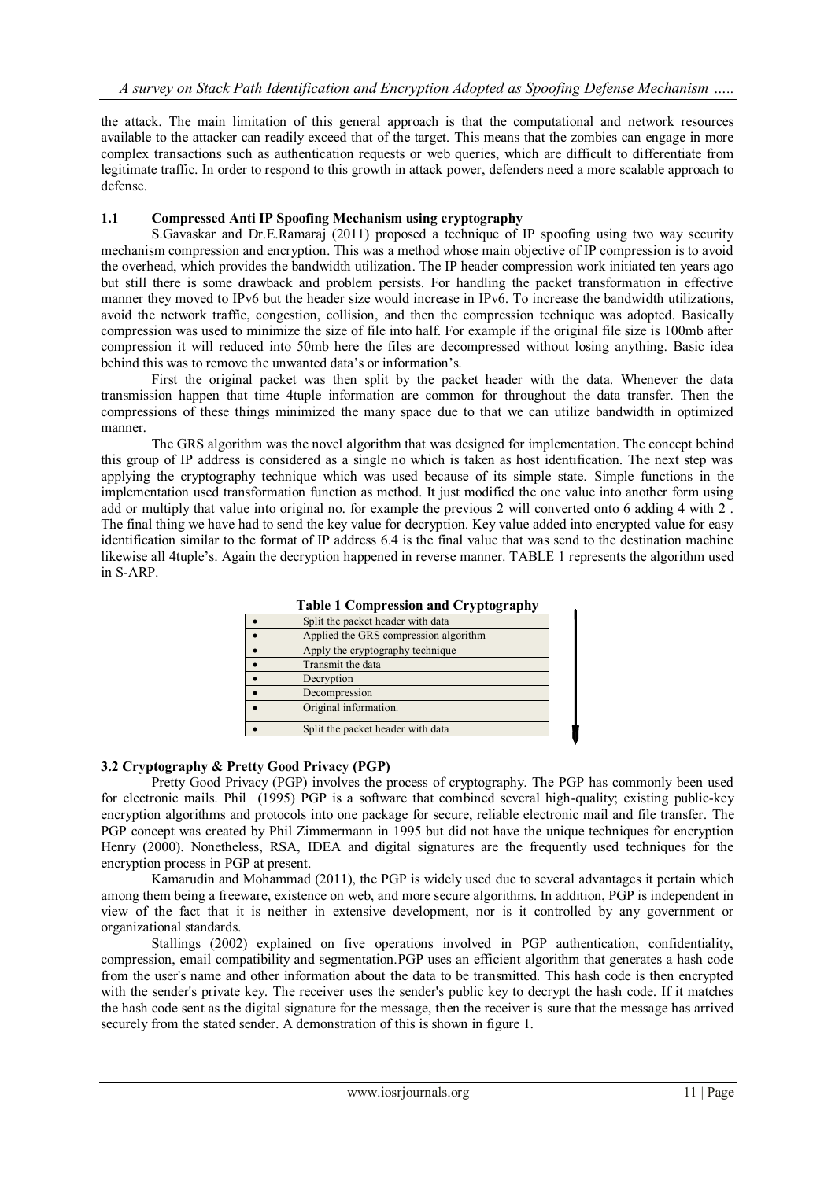the attack. The main limitation of this general approach is that the computational and network resources available to the attacker can readily exceed that of the target. This means that the zombies can engage in more complex transactions such as authentication requests or web queries, which are difficult to differentiate from legitimate traffic. In order to respond to this growth in attack power, defenders need a more scalable approach to defense.

### 1.1 Compressed Anti IP Spoofing Mechanism using cryptography

S.Gavaskar and Dr.E.Ramaraj (2011) proposed a technique of IP spoofing using two way security mechanism compression and encryption. This was a method whose main objective of IP compression is to avoid the overhead, which provides the bandwidth utilization. The IP header compression work initiated ten years ago but still there is some drawback and problem persists. For handling the packet transformation in effective manner they moved to IPv6 but the header size would increase in IPv6. To increase the bandwidth utilizations, avoid the network traffic, congestion, collision, and then the compression technique was adopted. Basically compression was used to minimize the size of file into half. For example if the original file size is 100mb after compression it will reduced into 50mb here the files are decompressed without losing anything. Basic idea behind this was to remove the unwanted data's or information's.

First the original packet was then split by the packet header with the data. Whenever the data transmission happen that time 4tuple information are common for throughout the data transfer. Then the compressions of these things minimized the many space due to that we can utilize bandwidth in optimized manner.

The GRS algorithm was the novel algorithm that was designed for implementation. The concept behind this group of IP address is considered as a single no which is taken as host identification. The next step was applying the cryptography technique which was used because of its simple state. Simple functions in the implementation used transformation function as method. It just modified the one value into another form using add or multiply that value into original no. for example the previous 2 will converted onto 6 adding 4 with 2 . The final thing we have had to send the key value for decryption. Key value added into encrypted value for easy identification similar to the format of IP address 6.4 is the final value that was send to the destination machine likewise all 4tuple's. Again the decryption happened in reverse manner. TABLE 1 represents the algorithm used in S-ARP.

**Table 1 Compression and Cryptography**

| | |
|---|---|
| • | Split the packet header with data |
| • | Applied the GRS compression algorithm |
| • | Apply the cryptography technique |
| • | Transmit the data |
| • | Decryption |
| • | Decompression |
| • | Original information. |
| • | Split the packet header with data |

### 3.2 Cryptography & Pretty Good Privacy (PGP)

Pretty Good Privacy (PGP) involves the process of cryptography. The PGP has commonly been used for electronic mails. Phil (1995) PGP is a software that combined several high-quality; existing public-key encryption algorithms and protocols into one package for secure, reliable electronic mail and file transfer. The PGP concept was created by Phil Zimmermann in 1995 but did not have the unique techniques for encryption Henry (2000). Nonetheless, RSA, IDEA and digital signatures are the frequently used techniques for the encryption process in PGP at present.

Kamarudin and Mohammad (2011), the PGP is widely used due to several advantages it pertain which among them being a freeware, existence on web, and more secure algorithms. In addition, PGP is independent in view of the fact that it is neither in extensive development, nor is it controlled by any government or organizational standards.

Stallings (2002) explained on five operations involved in PGP authentication, confidentiality, compression, email compatibility and segmentation.PGP uses an efficient algorithm that generates a hash code from the user's name and other information about the data to be transmitted. This hash code is then encrypted with the sender's private key. The receiver uses the sender's public key to decrypt the hash code. If it matches the hash code sent as the digital signature for the message, then the receiver is sure that the message has arrived securely from the stated sender. A demonstration of this is shown in figure 1.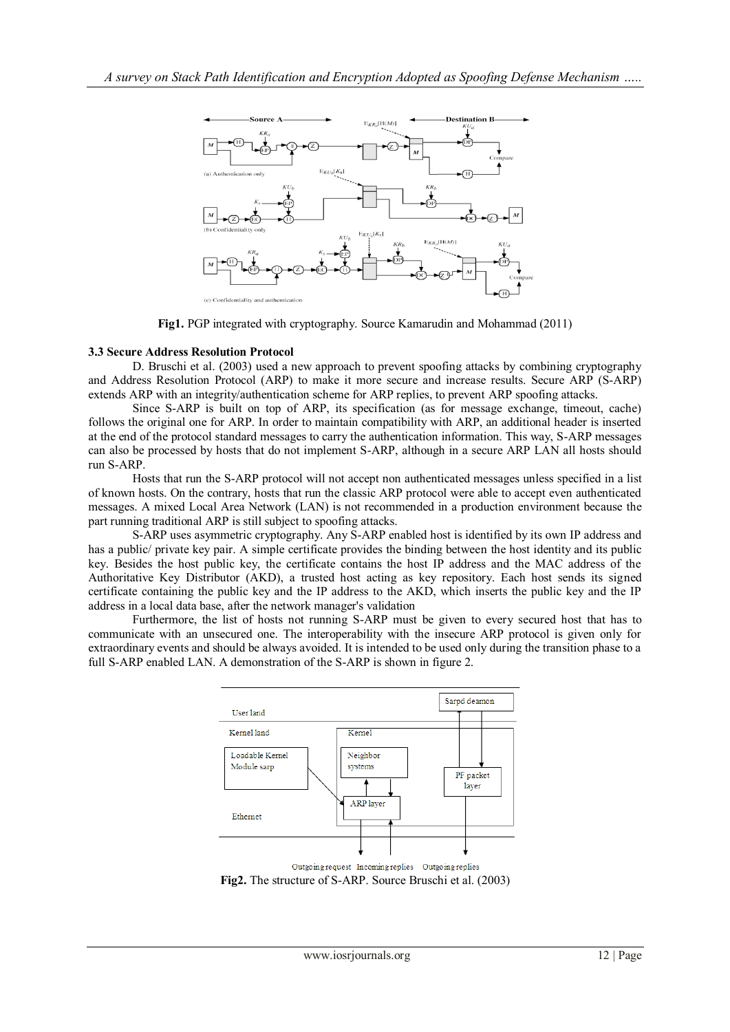**Fig1.** PGP integrated with cryptography. Source Kamarudin and Mohammad (2011)

### 3.3 Secure Address Resolution Protocol

D. Bruschi et al. (2003) used a new approach to prevent spoofing attacks by combining cryptography and Address Resolution Protocol (ARP) to make it more secure and increase results. Secure ARP (S-ARP) extends ARP with an integrity/authentication scheme for ARP replies, to prevent ARP spoofing attacks.

Since S-ARP is built on top of ARP, its specification (as for message exchange, timeout, cache) follows the original one for ARP. In order to maintain compatibility with ARP, an additional header is inserted at the end of the protocol standard messages to carry the authentication information. This way, S-ARP messages can also be processed by hosts that do not implement S-ARP, although in a secure ARP LAN all hosts should run S-ARP.

Hosts that run the S-ARP protocol will not accept non authenticated messages unless specified in a list of known hosts. On the contrary, hosts that run the classic ARP protocol were able to accept even authenticated messages. A mixed Local Area Network (LAN) is not recommended in a production environment because the part running traditional ARP is still subject to spoofing attacks.

S-ARP uses asymmetric cryptography. Any S-ARP enabled host is identified by its own IP address and has a public/ private key pair. A simple certificate provides the binding between the host identity and its public key. Besides the host public key, the certificate contains the host IP address and the MAC address of the Authoritative Key Distributor (AKD), a trusted host acting as key repository. Each host sends its signed certificate containing the public key and the IP address to the AKD, which inserts the public key and the IP address in a local data base, after the network manager's validation

Furthermore, the list of hosts not running S-ARP must be given to every secured host that has to communicate with an unsecured one. The interoperability with the insecure ARP protocol is given only for extraordinary events and should be always avoided. It is intended to be used only during the transition phase to a full S-ARP enabled LAN. A demonstration of the S-ARP is shown in figure 2.

**Fig2.** The structure of S-ARP. Source Bruschi et al. (2003)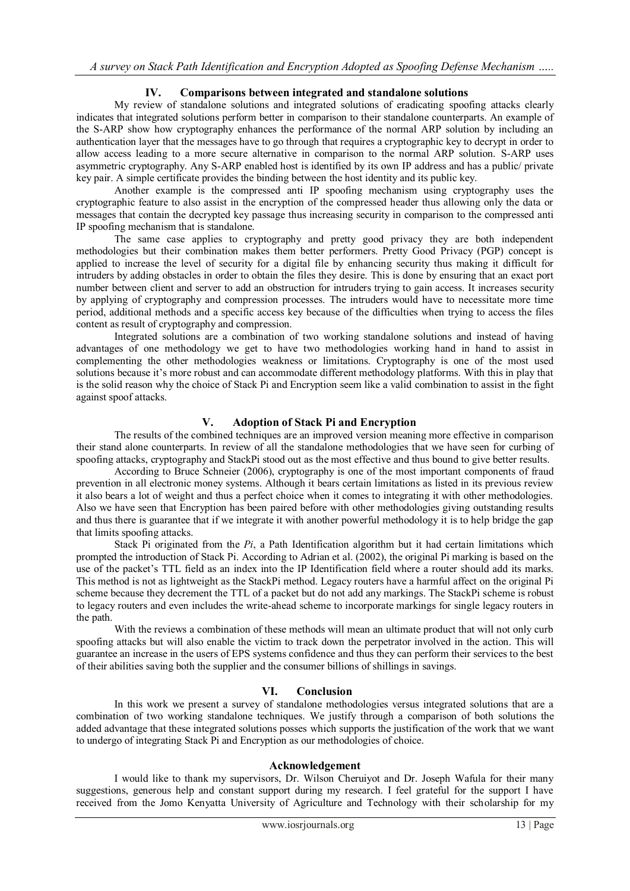## IV. Comparisons between integrated and standalone solutions

My review of standalone solutions and integrated solutions of eradicating spoofing attacks clearly indicates that integrated solutions perform better in comparison to their standalone counterparts. An example of the S-ARP show how cryptography enhances the performance of the normal ARP solution by including an authentication layer that the messages have to go through that requires a cryptographic key to decrypt in order to allow access leading to a more secure alternative in comparison to the normal ARP solution. S-ARP uses asymmetric cryptography. Any S-ARP enabled host is identified by its own IP address and has a public/ private key pair. A simple certificate provides the binding between the host identity and its public key.

Another example is the compressed anti IP spoofing mechanism using cryptography uses the cryptographic feature to also assist in the encryption of the compressed header thus allowing only the data or messages that contain the decrypted key passage thus increasing security in comparison to the compressed anti IP spoofing mechanism that is standalone.

The same case applies to cryptography and pretty good privacy they are both independent methodologies but their combination makes them better performers. Pretty Good Privacy (PGP) concept is applied to increase the level of security for a digital file by enhancing security thus making it difficult for intruders by adding obstacles in order to obtain the files they desire. This is done by ensuring that an exact port number between client and server to add an obstruction for intruders trying to gain access. It increases security by applying of cryptography and compression processes. The intruders would have to necessitate more time period, additional methods and a specific access key because of the difficulties when trying to access the files content as result of cryptography and compression.

Integrated solutions are a combination of two working standalone solutions and instead of having advantages of one methodology we get to have two methodologies working hand in hand to assist in complementing the other methodologies weakness or limitations. Cryptography is one of the most used solutions because it's more robust and can accommodate different methodology platforms. With this in play that is the solid reason why the choice of Stack Pi and Encryption seem like a valid combination to assist in the fight against spoof attacks.

## V. Adoption of Stack Pi and Encryption

The results of the combined techniques are an improved version meaning more effective in comparison their stand alone counterparts. In review of all the standalone methodologies that we have seen for curbing of spoofing attacks, cryptography and StackPi stood out as the most effective and thus bound to give better results.

According to Bruce Schneier (2006), cryptography is one of the most important components of fraud prevention in all electronic money systems. Although it bears certain limitations as listed in its previous review it also bears a lot of weight and thus a perfect choice when it comes to integrating it with other methodologies. Also we have seen that Encryption has been paired before with other methodologies giving outstanding results and thus there is guarantee that if we integrate it with another powerful methodology it is to help bridge the gap that limits spoofing attacks.

Stack Pi originated from the *Pi*, a Path Identification algorithm but it had certain limitations which prompted the introduction of Stack Pi. According to Adrian et al. (2002), the original Pi marking is based on the use of the packet's TTL field as an index into the IP Identification field where a router should add its marks. This method is not as lightweight as the StackPi method. Legacy routers have a harmful affect on the original Pi scheme because they decrement the TTL of a packet but do not add any markings. The StackPi scheme is robust to legacy routers and even includes the write-ahead scheme to incorporate markings for single legacy routers in the path.

With the reviews a combination of these methods will mean an ultimate product that will not only curb spoofing attacks but will also enable the victim to track down the perpetrator involved in the action. This will guarantee an increase in the users of EPS systems confidence and thus they can perform their services to the best of their abilities saving both the supplier and the consumer billions of shillings in savings.

## VI. Conclusion

In this work we present a survey of standalone methodologies versus integrated solutions that are a combination of two working standalone techniques. We justify through a comparison of both solutions the added advantage that these integrated solutions posses which supports the justification of the work that we want to undergo of integrating Stack Pi and Encryption as our methodologies of choice.

## Acknowledgement

I would like to thank my supervisors, Dr. Wilson Cheruiyot and Dr. Joseph Wafula for their many suggestions, generous help and constant support during my research. I feel grateful for the support I have received from the Jomo Kenyatta University of Agriculture and Technology with their scholarship for my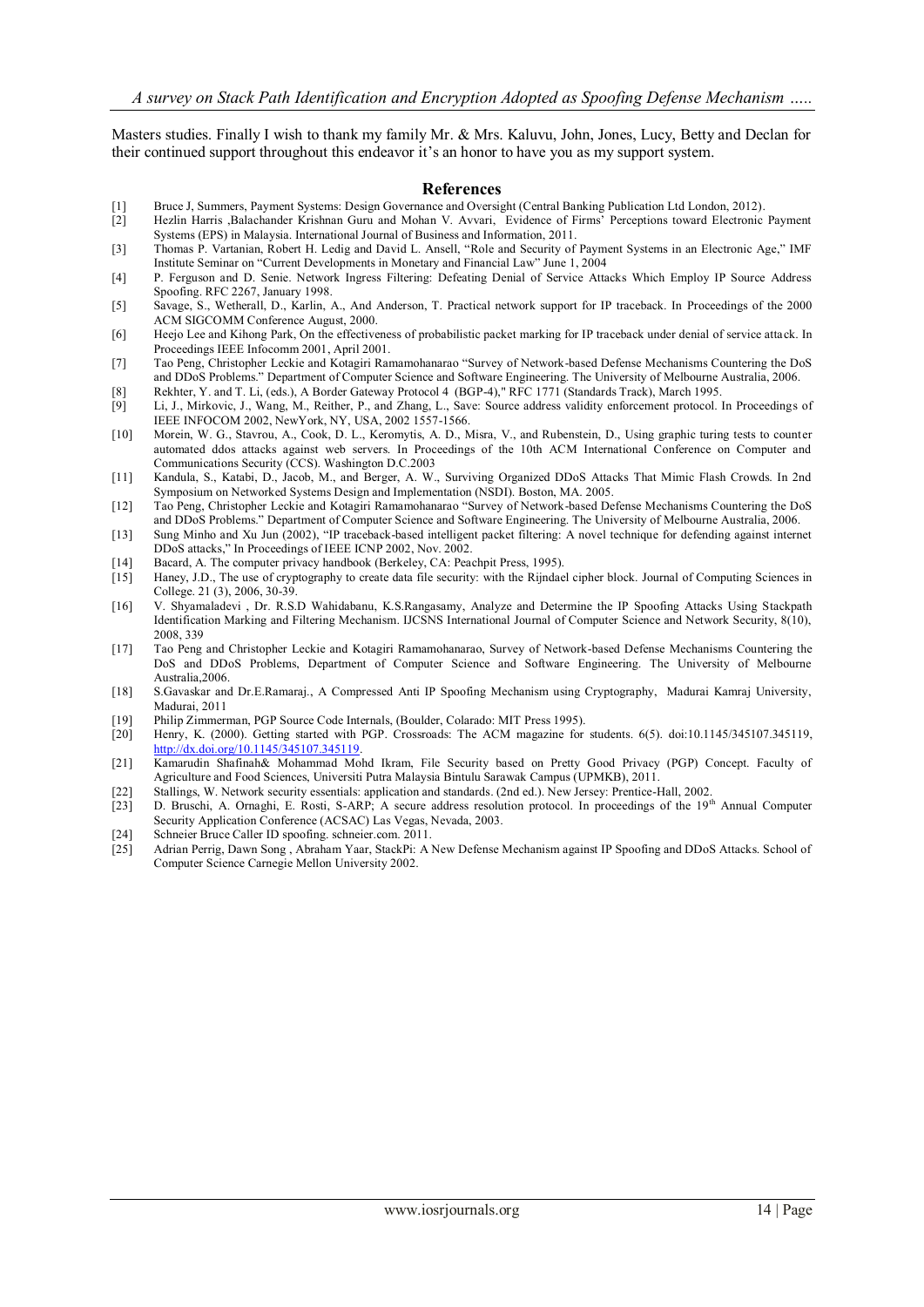Masters studies. Finally I wish to thank my family Mr. & Mrs. Kaluvu, John, Jones, Lucy, Betty and Declan for their continued support throughout this endeavor it's an honor to have you as my support system.

## References

[1] Bruce J, Summers, Payment Systems: Design Governance and Oversight (Central Banking Publication Ltd London, 2012).

[2] Hezlin Harris ,Balachander Krishnan Guru and Mohan V. Avvari, Evidence of Firms' Perceptions toward Electronic Payment Systems (EPS) in Malaysia. International Journal of Business and Information, 2011.

[3] Thomas P. Vartanian, Robert H. Ledig and David L. Ansell, "Role and Security of Payment Systems in an Electronic Age," IMF Institute Seminar on "Current Developments in Monetary and Financial Law" June 1, 2004

[4] P. Ferguson and D. Senie. Network Ingress Filtering: Defeating Denial of Service Attacks Which Employ IP Source Address Spoofing. RFC 2267, January 1998.

[5] Savage, S., Wetherall, D., Karlin, A., And Anderson, T. Practical network support for IP traceback. In Proceedings of the 2000 ACM SIGCOMM Conference August, 2000.

[6] Heejo Lee and Kihong Park, On the effectiveness of probabilistic packet marking for IP traceback under denial of service attack. In Proceedings IEEE Infocomm 2001, April 2001.

[7] Tao Peng, Christopher Leckie and Kotagiri Ramamohanarao "Survey of Network-based Defense Mechanisms Countering the DoS and DDoS Problems." Department of Computer Science and Software Engineering. The University of Melbourne Australia, 2006.

[8] Rekhter, Y. and T. Li, (eds.), A Border Gateway Protocol 4 (BGP-4)," RFC 1771 (Standards Track), March 1995.

[9] Li, J., Mirkovic, J., Wang, M., Reither, P., and Zhang, L., Save: Source address validity enforcement protocol. In Proceedings of IEEE INFOCOM 2002, NewYork, NY, USA, 2002 1557-1566.

[10] Morein, W. G., Stavrou, A., Cook, D. L., Keromytis, A. D., Misra, V., and Rubenstein, D., Using graphic turing tests to counter automated ddos attacks against web servers. In Proceedings of the 10th ACM International Conference on Computer and Communications Security (CCS). Washington D.C.2003

[11] Kandula, S., Katabi, D., Jacob, M., and Berger, A. W., Surviving Organized DDoS Attacks That Mimic Flash Crowds. In 2nd Symposium on Networked Systems Design and Implementation (NSDI). Boston, MA. 2005.

[12] Tao Peng, Christopher Leckie and Kotagiri Ramamohanarao "Survey of Network-based Defense Mechanisms Countering the DoS and DDoS Problems." Department of Computer Science and Software Engineering. The University of Melbourne Australia, 2006.

[13] Sung Minho and Xu Jun (2002), "IP traceback-based intelligent packet filtering: A novel technique for defending against internet DDoS attacks," In Proceedings of IEEE ICNP 2002, Nov. 2002.

[14] Bacard, A. The computer privacy handbook (Berkeley, CA: Peachpit Press, 1995).

[15] Haney, J.D., The use of cryptography to create data file security: with the Rijndael cipher block. Journal of Computing Sciences in College. 21 (3), 2006, 30-39.

[16] V. Shyamaladevi , Dr. R.S.D Wahidabanu, K.S.Rangasamy, Analyze and Determine the IP Spoofing Attacks Using Stackpath Identification Marking and Filtering Mechanism. IJCSNS International Journal of Computer Science and Network Security, 8(10), 2008, 339

[17] Tao Peng and Christopher Leckie and Kotagiri Ramamohanarao, Survey of Network-based Defense Mechanisms Countering the DoS and DDoS Problems, Department of Computer Science and Software Engineering. The University of Melbourne Australia,2006.

[18] S.Gavaskar and Dr.E.Ramaraj., A Compressed Anti IP Spoofing Mechanism using Cryptography, Madurai Kamraj University, Madurai, 2011

[19] Philip Zimmerman, PGP Source Code Internals, (Boulder, Colarado: MIT Press 1995).

[20] Henry, K. (2000). Getting started with PGP. Crossroads: The ACM magazine for students. 6(5). doi:10.1145/345107.345119, http://dx.doi.org/10.1145/345107.345119.

[21] Kamarudin Shafinah& Mohammad Mohd Ikram, File Security based on Pretty Good Privacy (PGP) Concept. Faculty of Agriculture and Food Sciences, Universiti Putra Malaysia Bintulu Sarawak Campus (UPMKB), 2011.

[22] Stallings, W. Network security essentials: application and standards. (2nd ed.). New Jersey: Prentice-Hall, 2002.

[23] D. Bruschi, A. Ornaghi, E. Rosti, S-ARP; A secure address resolution protocol. In proceedings of the 19th Annual Computer Security Application Conference (ACSAC) Las Vegas, Nevada, 2003.

[24] Schneier Bruce Caller ID spoofing. schneier.com. 2011.

[25] Adrian Perrig, Dawn Song , Abraham Yaar, StackPi: A New Defense Mechanism against IP Spoofing and DDoS Attacks. School of Computer Science Carnegie Mellon University 2002.